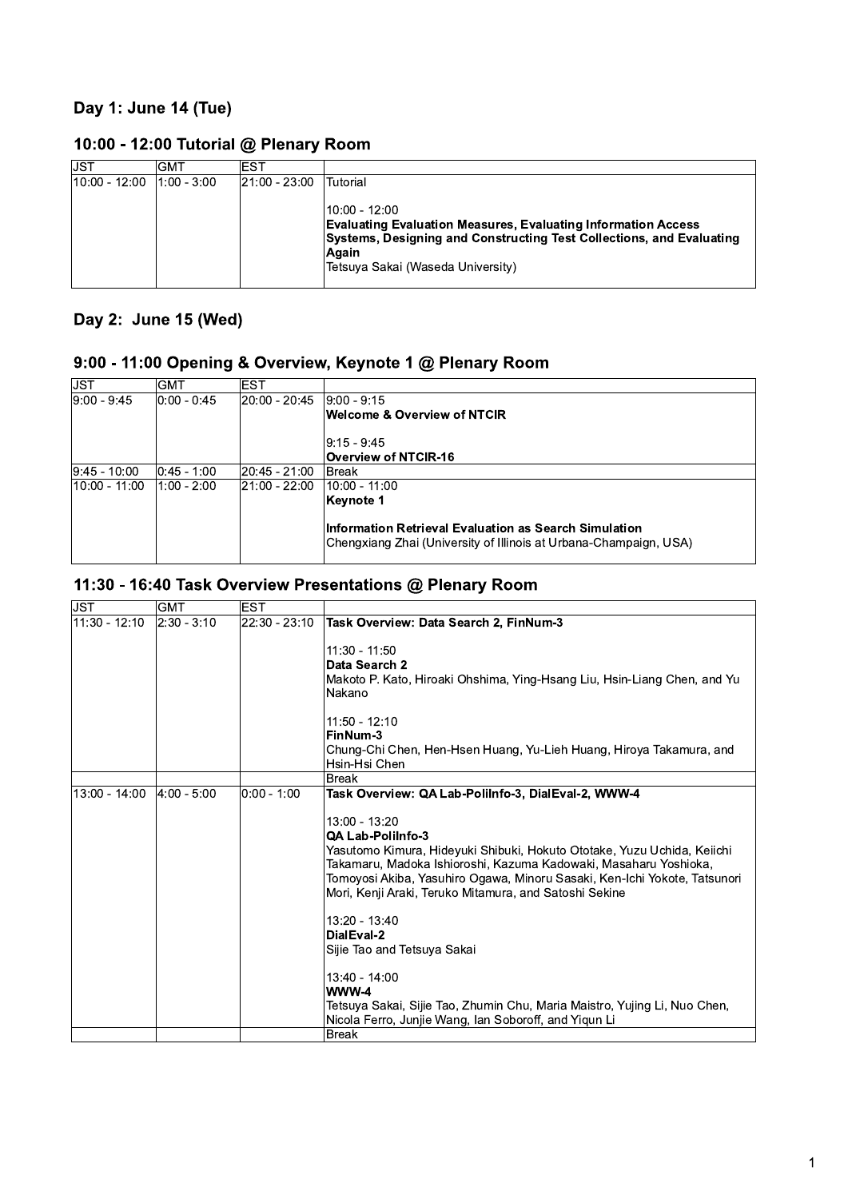## Day 1: June 14 (Tue)

### 10:00 - 12:00 Tutorial @ Plenary Room

| JST | GMT | EST | |
|---|---|---|---|
| 10:00 - 12:00 | 1:00 - 3:00 | 21:00 - 23:00 | Tutorial<br><br>10:00 - 12:00<br>**Evaluating Evaluation Measures, Evaluating Information Access Systems, Designing and Constructing Test Collections, and Evaluating Again**<br>Tetsuya Sakai (Waseda University) |

## Day 2: June 15 (Wed)

### 9:00 - 11:00 Opening & Overview, Keynote 1 @ Plenary Room

| JST | GMT | EST | |
|---|---|---|---|
| 9:00 - 9:45 | 0:00 - 0:45 | 20:00 - 20:45 | 9:00 - 9:15<br>**Welcome & Overview of NTCIR**<br><br>9:15 - 9:45<br>**Overview of NTCIR-16** |
| 9:45 - 10:00 | 0:45 - 1:00 | 20:45 - 21:00 | Break |
| 10:00 - 11:00 | 1:00 - 2:00 | 21:00 - 22:00 | 10:00 - 11:00<br>**Keynote 1**<br><br>**Information Retrieval Evaluation as Search Simulation**<br>Chengxiang Zhai (University of Illinois at Urbana-Champaign, USA) |

### 11:30 - 16:40 Task Overview Presentations @ Plenary Room

| JST | GMT | EST | |
|---|---|---|---|
| 11:30 - 12:10 | 2:30 - 3:10 | 22:30 - 23:10 | **Task Overview: Data Search 2, FinNum-3**<br><br>11:30 - 11:50<br>**Data Search 2**<br>Makoto P. Kato, Hiroaki Ohshima, Ying-Hsang Liu, Hsin-Liang Chen, and Yu Nakano<br><br>11:50 - 12:10<br>**FinNum-3**<br>Chung-Chi Chen, Hen-Hsen Huang, Yu-Lieh Huang, Hiroya Takamura, and Hsin-Hsi Chen |
| | | | Break |
| 13:00 - 14:00 | 4:00 - 5:00 | 0:00 - 1:00 | **Task Overview: QA Lab-PoliInfo-3, DialEval-2, WWW-4**<br><br>13:00 - 13:20<br>**QA Lab-PoliInfo-3**<br>Yasutomo Kimura, Hideyuki Shibuki, Hokuto Ototake, Yuzu Uchida, Keiichi Takamaru, Madoka Ishioroshi, Kazuma Kadowaki, Masaharu Yoshioka, Tomoyosi Akiba, Yasuhiro Ogawa, Minoru Sasaki, Ken-Ichi Yokote, Tatsunori Mori, Kenji Araki, Teruko Mitamura, and Satoshi Sekine<br><br>13:20 - 13:40<br>**DialEval-2**<br>Sijie Tao and Tetsuya Sakai<br><br>13:40 - 14:00<br>**WWW-4**<br>Tetsuya Sakai, Sijie Tao, Zhumin Chu, Maria Maistro, Yujing Li, Nuo Chen, Nicola Ferro, Junjie Wang, Ian Soboroff, and Yiqun Li |
| | | | Break |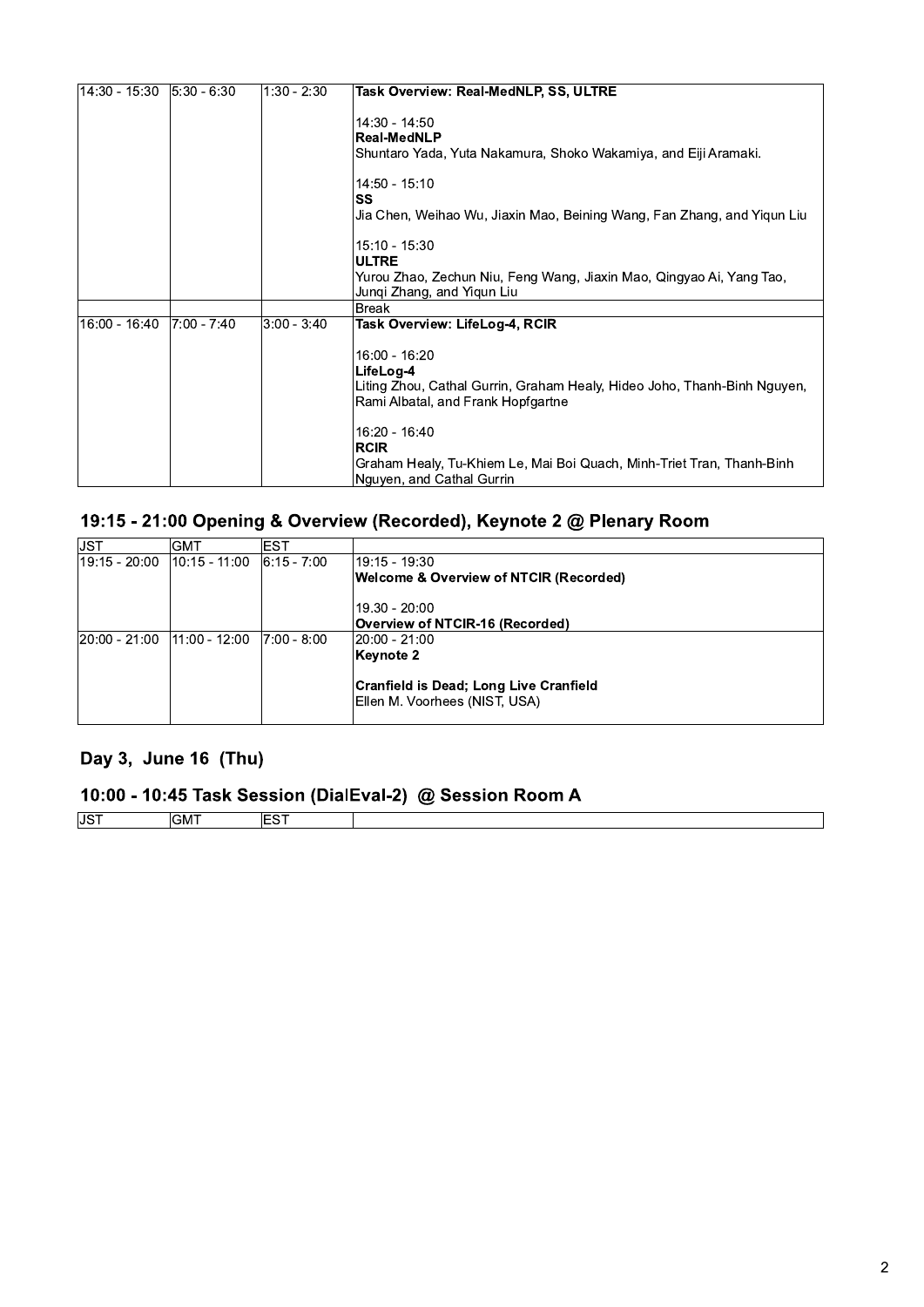| | | | |
|---|---|---|---|
| 14:30 - 15:30 | 5:30 - 6:30 | 1:30 - 2:30 | **Task Overview: Real-MedNLP, SS, ULTRE**<br><br>14:30 - 14:50<br>**Real-MedNLP**<br>Shuntaro Yada, Yuta Nakamura, Shoko Wakamiya, and Eiji Aramaki.<br><br>14:50 - 15:10<br>**SS**<br>Jia Chen, Weihao Wu, Jiaxin Mao, Beining Wang, Fan Zhang, and Yiqun Liu<br><br>15:10 - 15:30<br>**ULTRE**<br>Yurou Zhao, Zechun Niu, Feng Wang, Jiaxin Mao, Qingyao Ai, Yang Tao, Junqi Zhang, and Yiqun Liu |
| | | | Break |
| 16:00 - 16:40 | 7:00 - 7:40 | 3:00 - 3:40 | **Task Overview: LifeLog-4, RCIR**<br><br>16:00 - 16:20<br>**LifeLog-4**<br>Liting Zhou, Cathal Gurrin, Graham Healy, Hideo Joho, Thanh-Binh Nguyen, Rami Albatal, and Frank Hopfgartne<br><br>16:20 - 16:40<br>**RCIR**<br>Graham Healy, Tu-Khiem Le, Mai Boi Quach, Minh-Triet Tran, Thanh-Binh Nguyen, and Cathal Gurrin |

## 19:15 - 21:00 Opening & Overview (Recorded), Keynote 2 @ Plenary Room

| JST | GMT | EST | |
|---|---|---|---|
| 19:15 - 20:00 | 10:15 - 11:00 | 6:15 - 7:00 | 19:15 - 19:30<br>**Welcome & Overview of NTCIR (Recorded)**<br><br>19.30 - 20:00<br>**Overview of NTCIR-16 (Recorded)** |
| 20:00 - 21:00 | 11:00 - 12:00 | 7:00 - 8:00 | 20:00 - 21:00<br>**Keynote 2**<br><br>**Cranfield is Dead; Long Live Cranfield**<br>Ellen M. Voorhees (NIST, USA) |

## Day 3, June 16 (Thu)

## 10:00 - 10:45 Task Session (DialEval-2) @ Session Room A

| JST | GMT | EST | |
|---|---|---|---|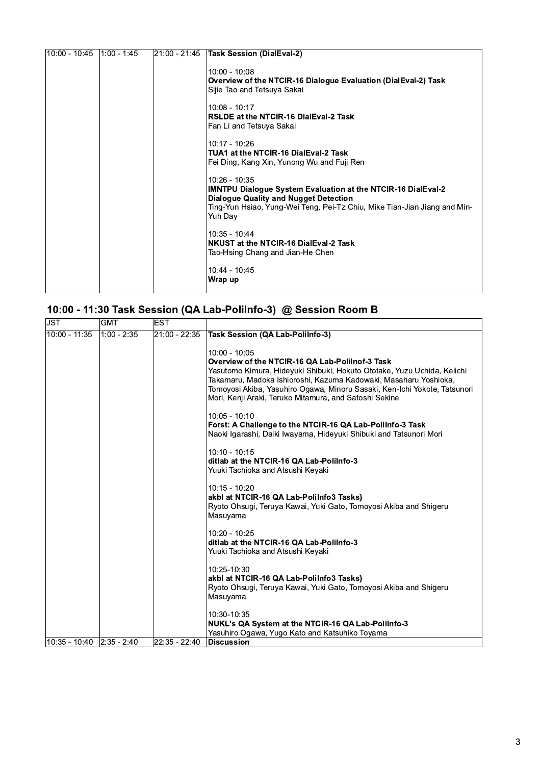| | | | |
|---|---|---|---|
| 10:00 - 10:45 | 1:00 - 1:45 | 21:00 - 21:45 | **Task Session (DialEval-2)**<br><br>10:00 - 10:08<br>**Overview of the NTCIR-16 Dialogue Evaluation (DialEval-2) Task**<br>Sijie Tao and Tetsuya Sakai<br><br>10:08 - 10:17<br>**RSLDE at the NTCIR-16 DialEval-2 Task**<br>Fan Li and Tetsuya Sakai<br><br>10:17 - 10:26<br>**TUA1 at the NTCIR-16 DialEval-2 Task**<br>Fei Ding, Kang Xin, Yunong Wu and Fuji Ren<br><br>10:26 - 10:35<br>**IMNTPU Dialogue System Evaluation at the NTCIR-16 DialEval-2 Dialogue Quality and Nugget Detection**<br>Ting-Yun Hsiao, Yung-Wei Teng, Pei-Tz Chiu, Mike Tian-Jian Jiang and Min-Yuh Day<br><br>10:35 - 10:44<br>**NKUST at the NTCIR-16 DialEval-2 Task**<br>Tao-Hsing Chang and Jian-He Chen<br><br>10:44 - 10:45<br>**Wrap up** |

## 10:00 - 11:30 Task Session (QA Lab-PoliInfo-3) @ Session Room B

| JST | GMT | EST | |
|---|---|---|---|
| 10:00 - 11:35 | 1:00 - 2:35 | 21:00 - 22:35 | **Task Session (QA Lab-PoliInfo-3)**<br><br>10:00 - 10:05<br>**Overview of the NTCIR-16 QA Lab-PoliInof-3 Task**<br>Yasutomo Kimura, Hideyuki Shibuki, Hokuto Ototake, Yuzu Uchida, Keiichi Takamaru, Madoka Ishioroshi, Kazuma Kadowaki, Masaharu Yoshioka, Tomoyosi Akiba, Yasuhiro Ogawa, Minoru Sasaki, Ken-Ichi Yokote, Tatsunori Mori, Kenji Araki, Teruko Mitamura, and Satoshi Sekine<br><br>10:05 - 10:10<br>**Forst: A Challenge to the NTCIR-16 QA Lab-PoliInfo-3 Task**<br>Naoki Igarashi, Daiki Iwayama, Hideyuki Shibuki and Tatsunori Mori<br><br>10:10 - 10:15<br>**ditlab at the NTCIR-16 QA Lab-PoliInfo-3**<br>Yuuki Tachioka and Atsushi Keyaki<br><br>10:15 - 10:20<br>**akbl at NTCIR-16 QA Lab-PoliInfo3 Tasks}**<br>Ryoto Ohsugi, Teruya Kawai, Yuki Gato, Tomoyosi Akiba and Shigeru Masuyama<br><br>10:20 - 10:25<br>**ditlab at the NTCIR-16 QA Lab-PoliInfo-3**<br>Yuuki Tachioka and Atsushi Keyaki<br><br>10:25-10:30<br>**akbl at NTCIR-16 QA Lab-PoliInfo3 Tasks}**<br>Ryoto Ohsugi, Teruya Kawai, Yuki Gato, Tomoyosi Akiba and Shigeru Masuyama<br><br>10:30-10:35<br>**NUKL's QA System at the NTCIR-16 QA Lab-PoliInfo-3**<br>Yasuhiro Ogawa, Yugo Kato and Katsuhiko Toyama |
| 10:35 - 10:40 | 2:35 - 2:40 | 22:35 - 22:40 | **Discussion** |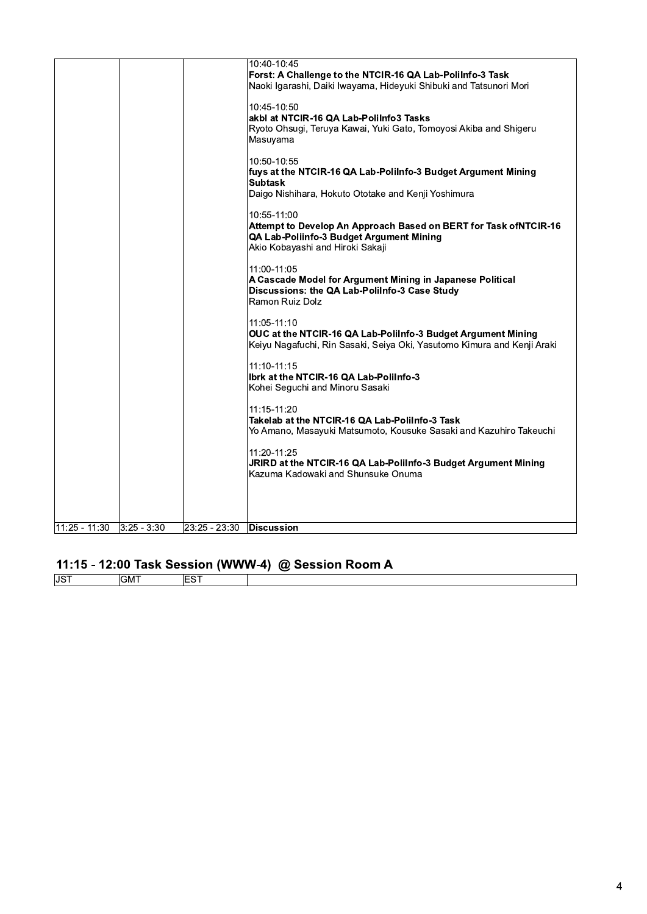| | | | |
|---|---|---|---|
| | | | 10:40-10:45<br>**Forst: A Challenge to the NTCIR-16 QA Lab-PoliInfo-3 Task**<br>Naoki Igarashi, Daiki Iwayama, Hideyuki Shibuki and Tatsunori Mori<br><br>10:45-10:50<br>**akbl at NTCIR-16 QA Lab-PoliInfo3 Tasks**<br>Ryoto Ohsugi, Teruya Kawai, Yuki Gato, Tomoyosi Akiba and Shigeru Masuyama<br><br>10:50-10:55<br>**fuys at the NTCIR-16 QA Lab-PoliInfo-3 Budget Argument Mining Subtask**<br>Daigo Nishihara, Hokuto Ototake and Kenji Yoshimura<br><br>10:55-11:00<br>**Attempt to Develop An Approach Based on BERT for Task ofNTCIR-16 QA Lab-Poliinfo-3 Budget Argument Mining**<br>Akio Kobayashi and Hiroki Sakaji<br><br>11:00-11:05<br>**A Cascade Model for Argument Mining in Japanese Political Discussions: the QA Lab-PoliInfo-3 Case Study**<br>Ramon Ruiz Dolz<br><br>11:05-11:10<br>**OUC at the NTCIR-16 QA Lab-PoliInfo-3 Budget Argument Mining**<br>Keiyu Nagafuchi, Rin Sasaki, Seiya Oki, Yasutomo Kimura and Kenji Araki<br><br>11:10-11:15<br>**Ibrk at the NTCIR-16 QA Lab-PoliInfo-3**<br>Kohei Seguchi and Minoru Sasaki<br><br>11:15-11:20<br>**Takelab at the NTCIR-16 QA Lab-PoliInfo-3 Task**<br>Yo Amano, Masayuki Matsumoto, Kousuke Sasaki and Kazuhiro Takeuchi<br><br>11:20-11:25<br>**JRIRD at the NTCIR-16 QA Lab-PoliInfo-3 Budget Argument Mining**<br>Kazuma Kadowaki and Shunsuke Onuma |
| 11:25 - 11:30 | 3:25 - 3:30 | 23:25 - 23:30 | **Discussion** |

## 11:15 - 12:00 Task Session (WWW-4) @ Session Room A

| JST | GMT | EST | |
|---|---|---|---|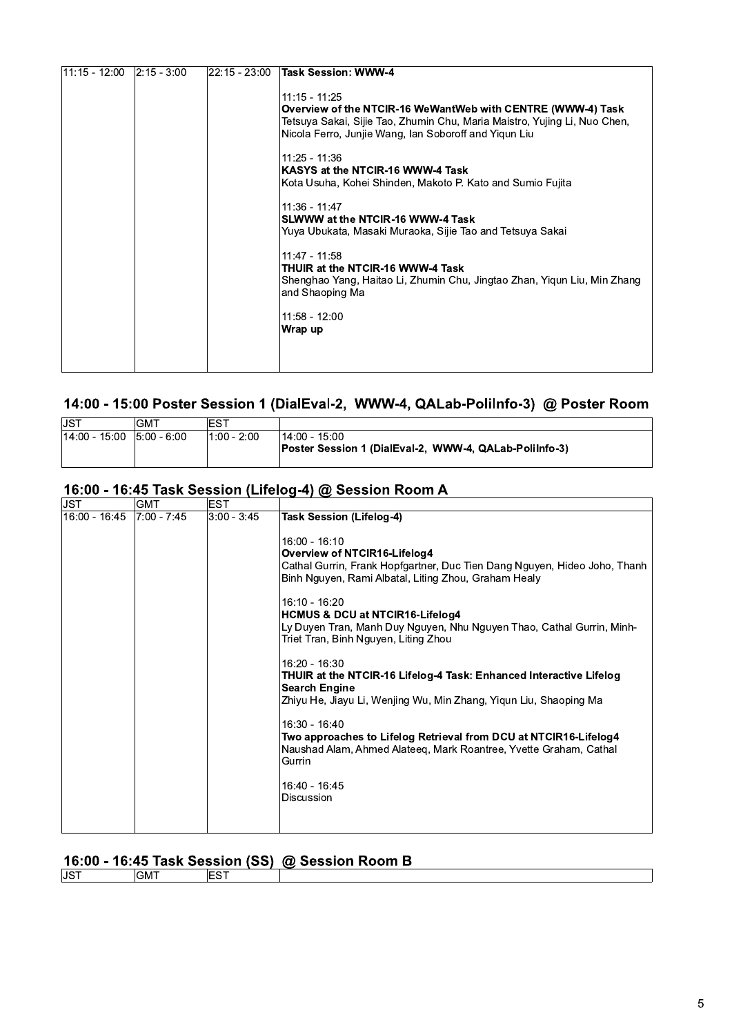| | | | |
|---|---|---|---|
| 11:15 - 12:00 | 2:15 - 3:00 | 22:15 - 23:00 | **Task Session: WWW-4**<br><br>11:15 - 11:25<br>**Overview of the NTCIR-16 WeWantWeb with CENTRE (WWW-4) Task**<br>Tetsuya Sakai, Sijie Tao, Zhumin Chu, Maria Maistro, Yujing Li, Nuo Chen, Nicola Ferro, Junjie Wang, Ian Soboroff and Yiqun Liu<br><br>11:25 - 11:36<br>**KASYS at the NTCIR-16 WWW-4 Task**<br>Kota Usuha, Kohei Shinden, Makoto P. Kato and Sumio Fujita<br><br>11:36 - 11:47<br>**SLWWW at the NTCIR-16 WWW-4 Task**<br>Yuya Ubukata, Masaki Muraoka, Sijie Tao and Tetsuya Sakai<br><br>11:47 - 11:58<br>**THUIR at the NTCIR-16 WWW-4 Task**<br>Shenghao Yang, Haitao Li, Zhumin Chu, Jingtao Zhan, Yiqun Liu, Min Zhang and Shaoping Ma<br><br>11:58 - 12:00<br>**Wrap up** |

## 14:00 - 15:00 Poster Session 1 (DialEval-2, WWW-4, QALab-PoliInfo-3) @ Poster Room

| JST | GMT | EST | |
|---|---|---|---|
| 14:00 - 15:00 | 5:00 - 6:00 | 1:00 - 2:00 | 14:00 - 15:00<br>**Poster Session 1 (DialEval-2, WWW-4, QALab-PoliInfo-3)** |

## 16:00 - 16:45 Task Session (Lifelog-4) @ Session Room A

| JST | GMT | EST | |
|---|---|---|---|
| 16:00 - 16:45 | 7:00 - 7:45 | 3:00 - 3:45 | **Task Session (Lifelog-4)**<br><br>16:00 - 16:10<br>**Overview of NTCIR16-Lifelog4**<br>Cathal Gurrin, Frank Hopfgartner, Duc Tien Dang Nguyen, Hideo Joho, Thanh Binh Nguyen, Rami Albatal, Liting Zhou, Graham Healy<br><br>16:10 - 16:20<br>**HCMUS & DCU at NTCIR16-Lifelog4**<br>Ly Duyen Tran, Manh Duy Nguyen, Nhu Nguyen Thao, Cathal Gurrin, Minh-Triet Tran, Binh Nguyen, Liting Zhou<br><br>16:20 - 16:30<br>**THUIR at the NTCIR-16 Lifelog-4 Task: Enhanced Interactive Lifelog Search Engine**<br>Zhiyu He, Jiayu Li, Wenjing Wu, Min Zhang, Yiqun Liu, Shaoping Ma<br><br>16:30 - 16:40<br>**Two approaches to Lifelog Retrieval from DCU at NTCIR16-Lifelog4**<br>Naushad Alam, Ahmed Alateeq, Mark Roantree, Yvette Graham, Cathal Gurrin<br><br>16:40 - 16:45<br>Discussion |

## 16:00 - 16:45 Task Session (SS) @ Session Room B

| JST | GMT | EST | |
|---|---|---|---|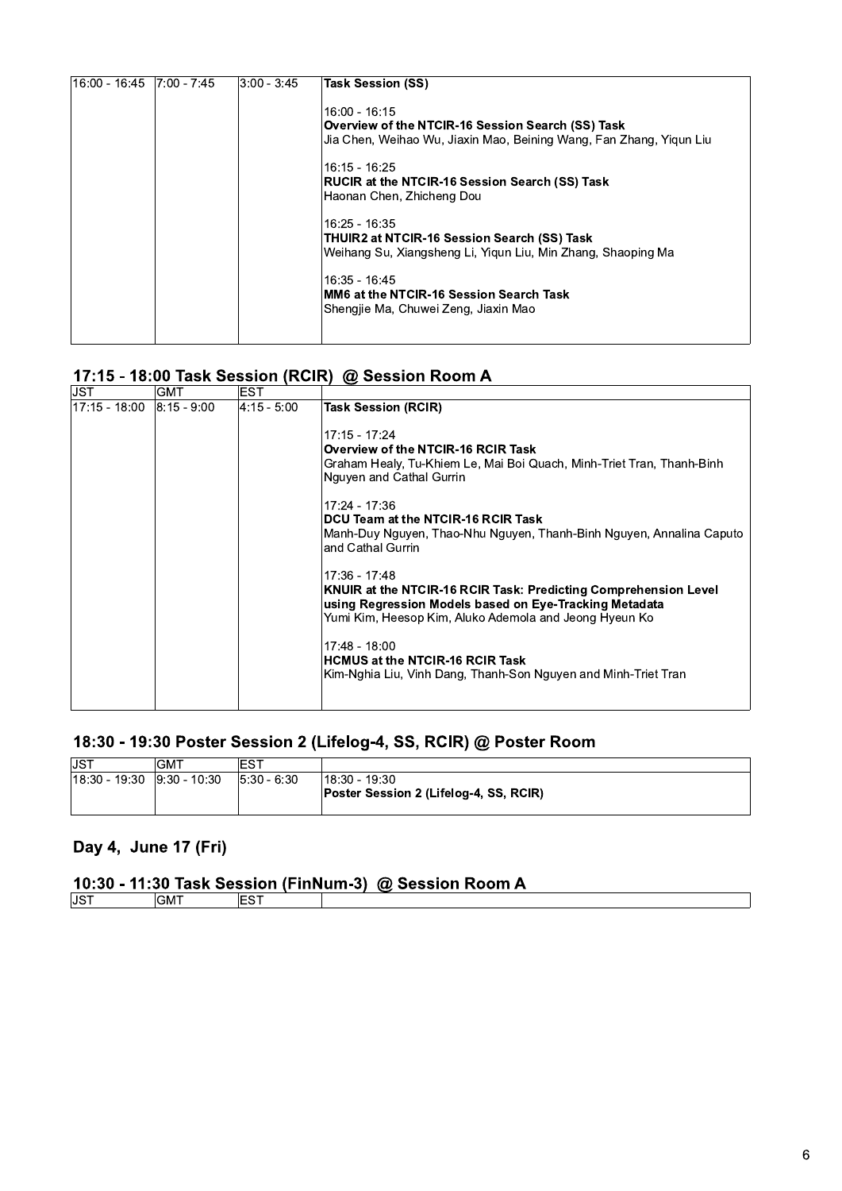| | | | |
|---|---|---|---|
| 16:00 - 16:45 | 7:00 - 7:45 | 3:00 - 3:45 | **Task Session (SS)**<br><br>16:00 - 16:15<br>**Overview of the NTCIR-16 Session Search (SS) Task**<br>Jia Chen, Weihao Wu, Jiaxin Mao, Beining Wang, Fan Zhang, Yiqun Liu<br><br>16:15 - 16:25<br>**RUCIR at the NTCIR-16 Session Search (SS) Task**<br>Haonan Chen, Zhicheng Dou<br><br>16:25 - 16:35<br>**THUIR2 at NTCIR-16 Session Search (SS) Task**<br>Weihang Su, Xiangsheng Li, Yiqun Liu, Min Zhang, Shaoping Ma<br><br>16:35 - 16:45<br>**MM6 at the NTCIR-16 Session Search Task**<br>Shengjie Ma, Chuwei Zeng, Jiaxin Mao |

## 17:15 - 18:00 Task Session (RCIR) @ Session Room A

| JST | GMT | EST | |
|---|---|---|---|
| 17:15 - 18:00 | 8:15 - 9:00 | 4:15 - 5:00 | **Task Session (RCIR)**<br><br>17:15 - 17:24<br>**Overview of the NTCIR-16 RCIR Task**<br>Graham Healy, Tu-Khiem Le, Mai Boi Quach, Minh-Triet Tran, Thanh-Binh Nguyen and Cathal Gurrin<br><br>17:24 - 17:36<br>**DCU Team at the NTCIR-16 RCIR Task**<br>Manh-Duy Nguyen, Thao-Nhu Nguyen, Thanh-Binh Nguyen, Annalina Caputo and Cathal Gurrin<br><br>17:36 - 17:48<br>**KNUIR at the NTCIR-16 RCIR Task: Predicting Comprehension Level using Regression Models based on Eye-Tracking Metadata**<br>Yumi Kim, Heesop Kim, Aluko Ademola and Jeong Hyeun Ko<br><br>17:48 - 18:00<br>**HCMUS at the NTCIR-16 RCIR Task**<br>Kim-Nghia Liu, Vinh Dang, Thanh-Son Nguyen and Minh-Triet Tran |

## 18:30 - 19:30 Poster Session 2 (Lifelog-4, SS, RCIR) @ Poster Room

| JST | GMT | EST | |
|---|---|---|---|
| 18:30 - 19:30 | 9:30 - 10:30 | 5:30 - 6:30 | 18:30 - 19:30<br>**Poster Session 2 (Lifelog-4, SS, RCIR)** |

## Day 4, June 17 (Fri)

## 10:30 - 11:30 Task Session (FinNum-3) @ Session Room A

| JST | GMT | EST | |
|---|---|---|---|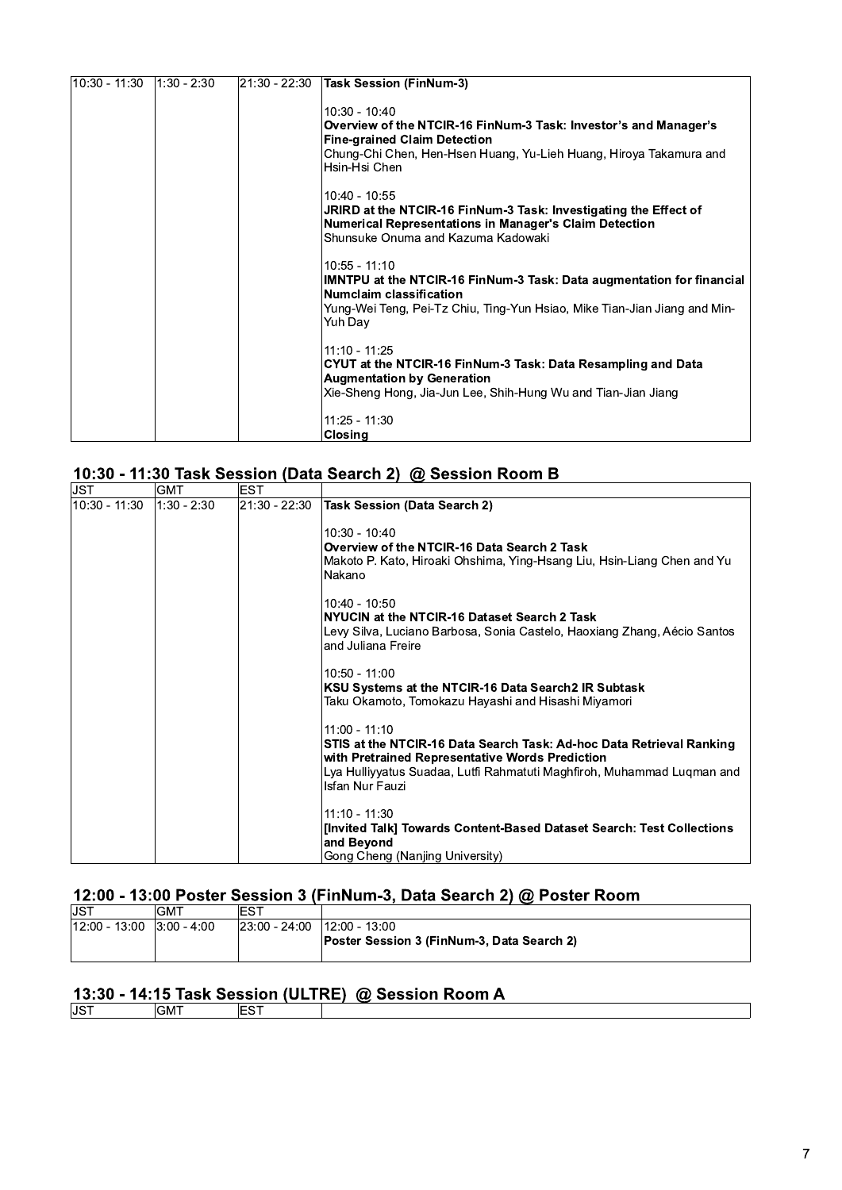| | | | |
|---|---|---|---|
| 10:30 - 11:30 | 1:30 - 2:30 | 21:30 - 22:30 | **Task Session (FinNum-3)**<br><br>10:30 - 10:40<br>**Overview of the NTCIR-16 FinNum-3 Task: Investor's and Manager's Fine-grained Claim Detection**<br>Chung-Chi Chen, Hen-Hsen Huang, Yu-Lieh Huang, Hiroya Takamura and Hsin-Hsi Chen<br><br>10:40 - 10:55<br>**JRIRD at the NTCIR-16 FinNum-3 Task: Investigating the Effect of Numerical Representations in Manager's Claim Detection**<br>Shunsuke Onuma and Kazuma Kadowaki<br><br>10:55 - 11:10<br>**IMNTPU at the NTCIR-16 FinNum-3 Task: Data augmentation for financial Numclaim classification**<br>Yung-Wei Teng, Pei-Tz Chiu, Ting-Yun Hsiao, Mike Tian-Jian Jiang and Min-Yuh Day<br><br>11:10 - 11:25<br>**CYUT at the NTCIR-16 FinNum-3 Task: Data Resampling and Data Augmentation by Generation**<br>Xie-Sheng Hong, Jia-Jun Lee, Shih-Hung Wu and Tian-Jian Jiang<br><br>11:25 - 11:30<br>**Closing** |

## 10:30 - 11:30 Task Session (Data Search 2) @ Session Room B

| JST | GMT | EST | |
|---|---|---|---|
| 10:30 - 11:30 | 1:30 - 2:30 | 21:30 - 22:30 | **Task Session (Data Search 2)**<br><br>10:30 - 10:40<br>**Overview of the NTCIR-16 Data Search 2 Task**<br>Makoto P. Kato, Hiroaki Ohshima, Ying-Hsang Liu, Hsin-Liang Chen and Yu Nakano<br><br>10:40 - 10:50<br>**NYUCIN at the NTCIR-16 Dataset Search 2 Task**<br>Levy Silva, Luciano Barbosa, Sonia Castelo, Haoxiang Zhang, Aécio Santos and Juliana Freire<br><br>10:50 - 11:00<br>**KSU Systems at the NTCIR-16 Data Search2 IR Subtask**<br>Taku Okamoto, Tomokazu Hayashi and Hisashi Miyamori<br><br>11:00 - 11:10<br>**STIS at the NTCIR-16 Data Search Task: Ad-hoc Data Retrieval Ranking with Pretrained Representative Words Prediction**<br>Lya Hulliyyatus Suadaa, Lutfi Rahmatuti Maghfiroh, Muhammad Luqman and Isfan Nur Fauzi<br><br>11:10 - 11:30<br>**[Invited Talk] Towards Content-Based Dataset Search: Test Collections and Beyond**<br>Gong Cheng (Nanjing University) |

## 12:00 - 13:00 Poster Session 3 (FinNum-3, Data Search 2) @ Poster Room

| JST | GMT | EST | |
|---|---|---|---|
| 12:00 - 13:00 | 3:00 - 4:00 | 23:00 - 24:00 | 12:00 - 13:00<br>**Poster Session 3 (FinNum-3, Data Search 2)** |

## 13:30 - 14:15 Task Session (ULTRE) @ Session Room A

| JST | GMT | EST | |
|---|---|---|---|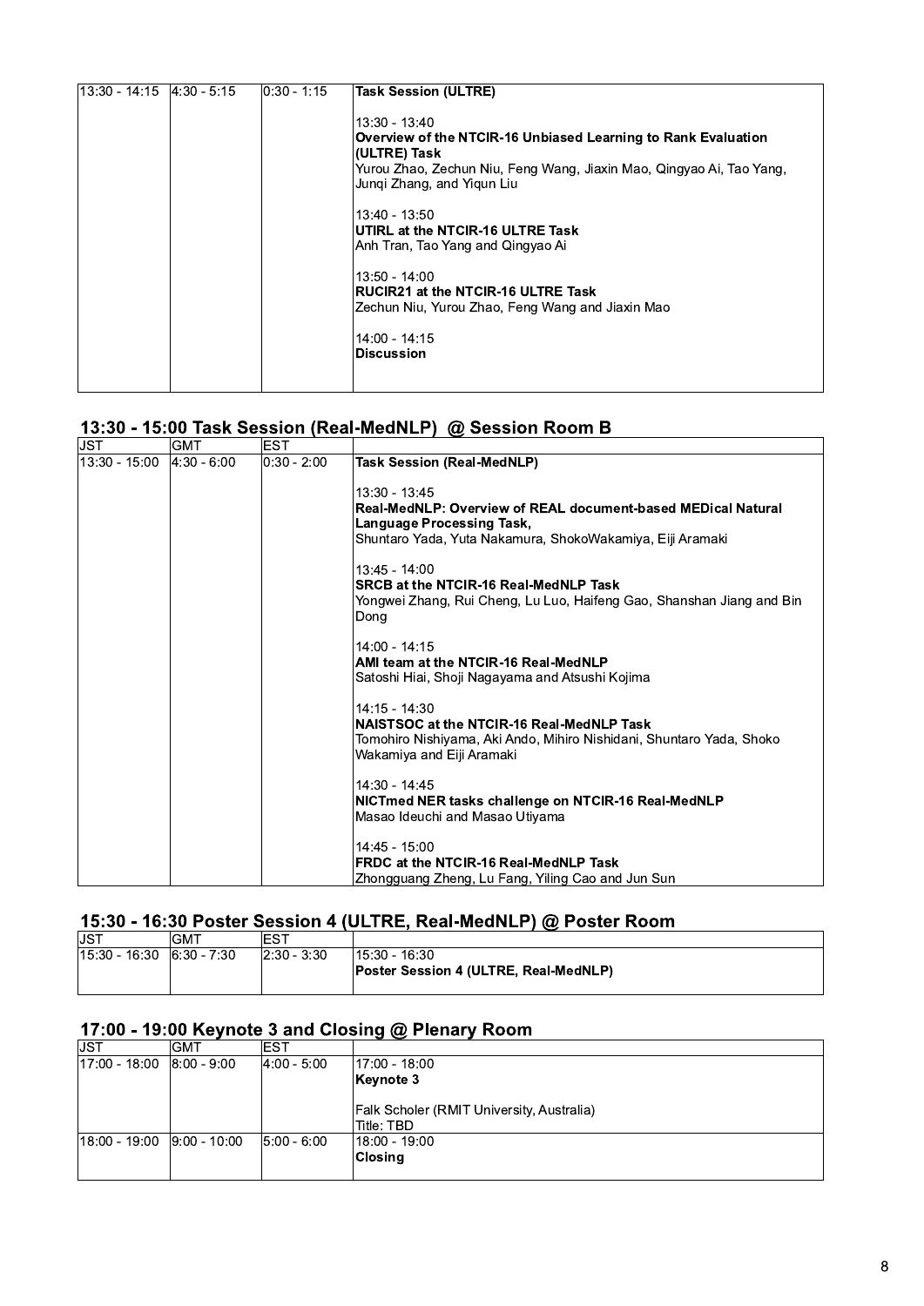| | | | |
|---|---|---|---|
| 13:30 - 14:15 | 4:30 - 5:15 | 0:30 - 1:15 | **Task Session (ULTRE)**<br><br>13:30 - 13:40<br>**Overview of the NTCIR-16 Unbiased Learning to Rank Evaluation (ULTRE) Task**<br>Yurou Zhao, Zechun Niu, Feng Wang, Jiaxin Mao, Qingyao Ai, Tao Yang, Junqi Zhang, and Yiqun Liu<br><br>13:40 - 13:50<br>**UTIRL at the NTCIR-16 ULTRE Task**<br>Anh Tran, Tao Yang and Qingyao Ai<br><br>13:50 - 14:00<br>**RUCIR21 at the NTCIR-16 ULTRE Task**<br>Zechun Niu, Yurou Zhao, Feng Wang and Jiaxin Mao<br><br>14:00 - 14:15<br>**Discussion** |

## 13:30 - 15:00 Task Session (Real-MedNLP) @ Session Room B

| JST | GMT | EST | |
|---|---|---|---|
| 13:30 - 15:00 | 4:30 - 6:00 | 0:30 - 2:00 | **Task Session (Real-MedNLP)**<br><br>13:30 - 13:45<br>**Real-MedNLP: Overview of REAL document-based MEDical Natural Language Processing Task,**<br>Shuntaro Yada, Yuta Nakamura, ShokoWakamiya, Eiji Aramaki<br><br>13:45 - 14:00<br>**SRCB at the NTCIR-16 Real-MedNLP Task**<br>Yongwei Zhang, Rui Cheng, Lu Luo, Haifeng Gao, Shanshan Jiang and Bin Dong<br><br>14:00 - 14:15<br>**AMI team at the NTCIR-16 Real-MedNLP**<br>Satoshi Hiai, Shoji Nagayama and Atsushi Kojima<br><br>14:15 - 14:30<br>**NAISTSOC at the NTCIR-16 Real-MedNLP Task**<br>Tomohiro Nishiyama, Aki Ando, Mihiro Nishidani, Shuntaro Yada, Shoko Wakamiya and Eiji Aramaki<br><br>14:30 - 14:45<br>**NICTmed NER tasks challenge on NTCIR-16 Real-MedNLP**<br>Masao Ideuchi and Masao Utiyama<br><br>14:45 - 15:00<br>**FRDC at the NTCIR-16 Real-MedNLP Task**<br>Zhongguang Zheng, Lu Fang, Yiling Cao and Jun Sun |

## 15:30 - 16:30 Poster Session 4 (ULTRE, Real-MedNLP) @ Poster Room

| JST | GMT | EST | |
|---|---|---|---|
| 15:30 - 16:30 | 6:30 - 7:30 | 2:30 - 3:30 | 15:30 - 16:30<br>**Poster Session 4 (ULTRE, Real-MedNLP)** |

## 17:00 - 19:00 Keynote 3 and Closing @ Plenary Room

| JST | GMT | EST | |
|---|---|---|---|
| 17:00 - 18:00 | 8:00 - 9:00 | 4:00 - 5:00 | 17:00 - 18:00<br>**Keynote 3**<br><br>Falk Scholer (RMIT University, Australia)<br>Title: TBD |
| 18:00 - 19:00 | 9:00 - 10:00 | 5:00 - 6:00 | 18:00 - 19:00<br>**Closing** |